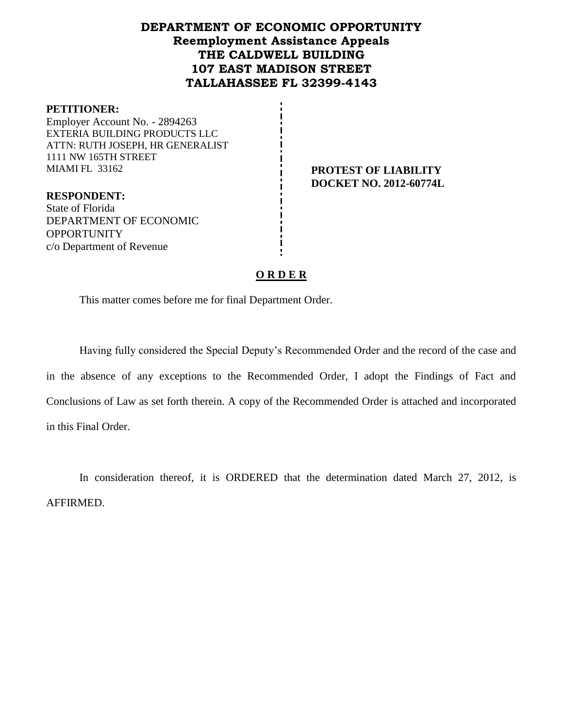# DEPARTMENT OF ECONOMIC OPPORTUNITY
## Reemployment Assistance Appeals
## THE CALDWELL BUILDING
## 107 EAST MADISON STREET
## TALLAHASSEE FL 32399-4143

**PETITIONER:**
Employer Account No. - 2894263
EXTERIA BUILDING PRODUCTS LLC
ATTN: RUTH JOSEPH, HR GENERALIST
1111 NW 165TH STREET
MIAMI FL 33162

**RESPONDENT:**
State of Florida
DEPARTMENT OF ECONOMIC OPPORTUNITY
c/o Department of Revenue

**PROTEST OF LIABILITY**
**DOCKET NO. 2012-60774L**

## O R D E R

This matter comes before me for final Department Order.

Having fully considered the Special Deputy's Recommended Order and the record of the case and in the absence of any exceptions to the Recommended Order, I adopt the Findings of Fact and Conclusions of Law as set forth therein. A copy of the Recommended Order is attached and incorporated in this Final Order.

In consideration thereof, it is ORDERED that the determination dated March 27, 2012, is AFFIRMED.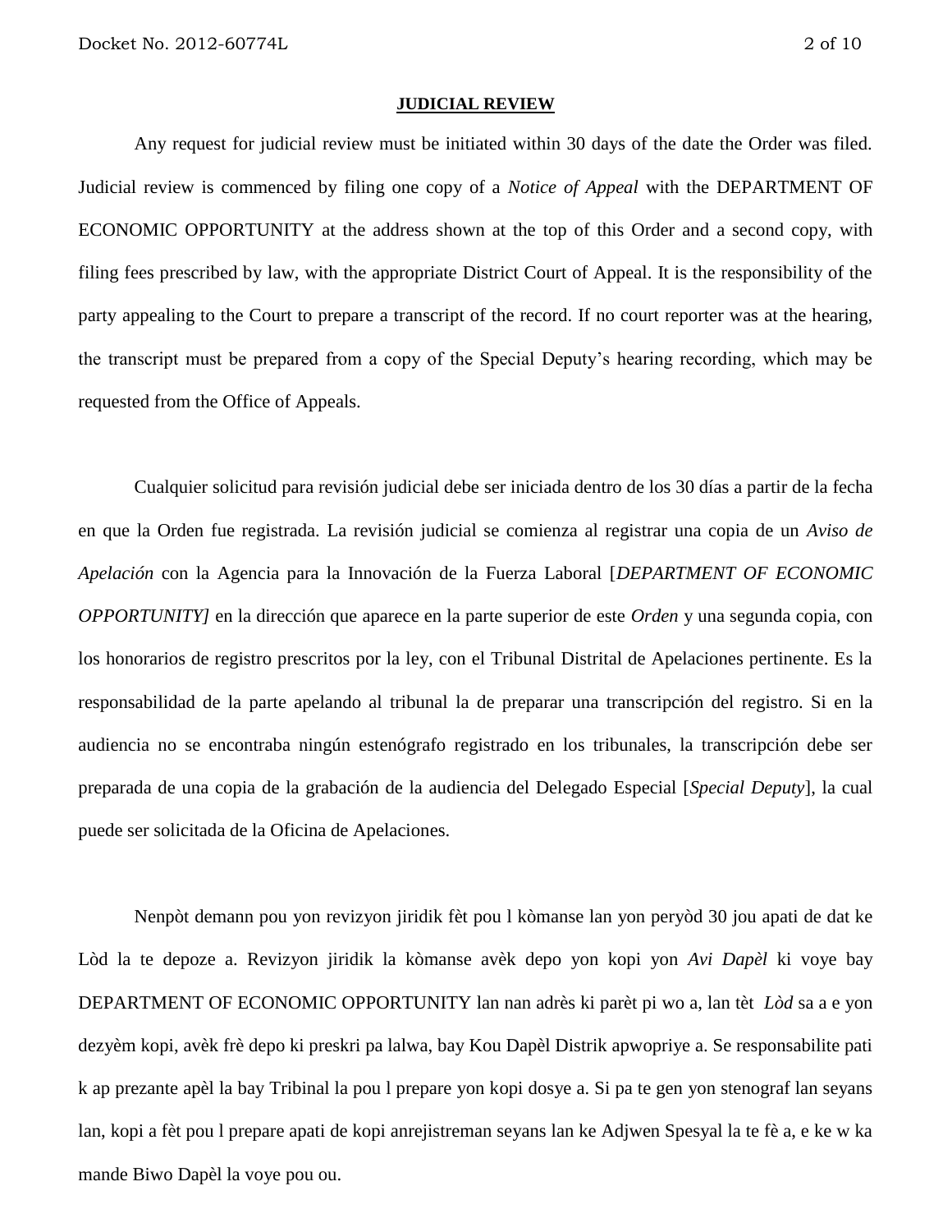**JUDICIAL REVIEW**

Any request for judicial review must be initiated within 30 days of the date the Order was filed. Judicial review is commenced by filing one copy of a *Notice of Appeal* with the DEPARTMENT OF ECONOMIC OPPORTUNITY at the address shown at the top of this Order and a second copy, with filing fees prescribed by law, with the appropriate District Court of Appeal. It is the responsibility of the party appealing to the Court to prepare a transcript of the record. If no court reporter was at the hearing, the transcript must be prepared from a copy of the Special Deputy's hearing recording, which may be requested from the Office of Appeals.

Cualquier solicitud para revisión judicial debe ser iniciada dentro de los 30 días a partir de la fecha en que la Orden fue registrada. La revisión judicial se comienza al registrar una copia de un *Aviso de Apelación* con la Agencia para la Innovación de la Fuerza Laboral [*DEPARTMENT OF ECONOMIC OPPORTUNITY]* en la dirección que aparece en la parte superior de este *Orden* y una segunda copia, con los honorarios de registro prescritos por la ley, con el Tribunal Distrital de Apelaciones pertinente. Es la responsabilidad de la parte apelando al tribunal la de preparar una transcripción del registro. Si en la audiencia no se encontraba ningún estenógrafo registrado en los tribunales, la transcripción debe ser preparada de una copia de la grabación de la audiencia del Delegado Especial [*Special Deputy*], la cual puede ser solicitada de la Oficina de Apelaciones.

Nenpòt demann pou yon revizyon jiridik fèt pou l kòmanse lan yon peryòd 30 jou apati de dat ke Lòd la te depoze a. Revizyon jiridik la kòmanse avèk depo yon kopi yon *Avi Dapèl* ki voye bay DEPARTMENT OF ECONOMIC OPPORTUNITY lan nan adrès ki parèt pi wo a, lan tèt *Lòd* sa a e yon dezyèm kopi, avèk frè depo ki preskri pa lalwa, bay Kou Dapèl Distrik apwopriye a. Se responsabilite pati k ap prezante apèl la bay Tribinal la pou l prepare yon kopi dosye a. Si pa te gen yon stenograf lan seyans lan, kopi a fèt pou l prepare apati de kopi anrejistreman seyans lan ke Adjwen Spesyal la te fè a, e ke w ka mande Biwo Dapèl la voye pou ou.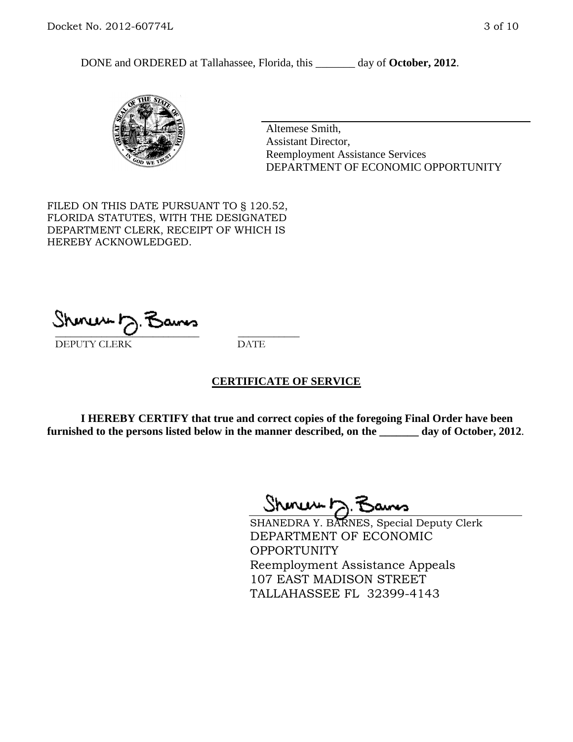DONE and ORDERED at Tallahassee, Florida, this _______ day of **October, 2012**.

Altemese Smith,
Assistant Director,
Reemployment Assistance Services
DEPARTMENT OF ECONOMIC OPPORTUNITY

FILED ON THIS DATE PURSUANT TO § 120.52, FLORIDA STATUTES, WITH THE DESIGNATED DEPARTMENT CLERK, RECEIPT OF WHICH IS HEREBY ACKNOWLEDGED.

___________________________ ___________
DEPUTY CLERK DATE

## CERTIFICATE OF SERVICE

**I HEREBY CERTIFY that true and correct copies of the foregoing Final Order have been furnished to the persons listed below in the manner described, on the _______ day of October, 2012**.

SHANEDRA Y. BARNES, Special Deputy Clerk
DEPARTMENT OF ECONOMIC OPPORTUNITY
Reemployment Assistance Appeals
107 EAST MADISON STREET
TALLAHASSEE FL 32399-4143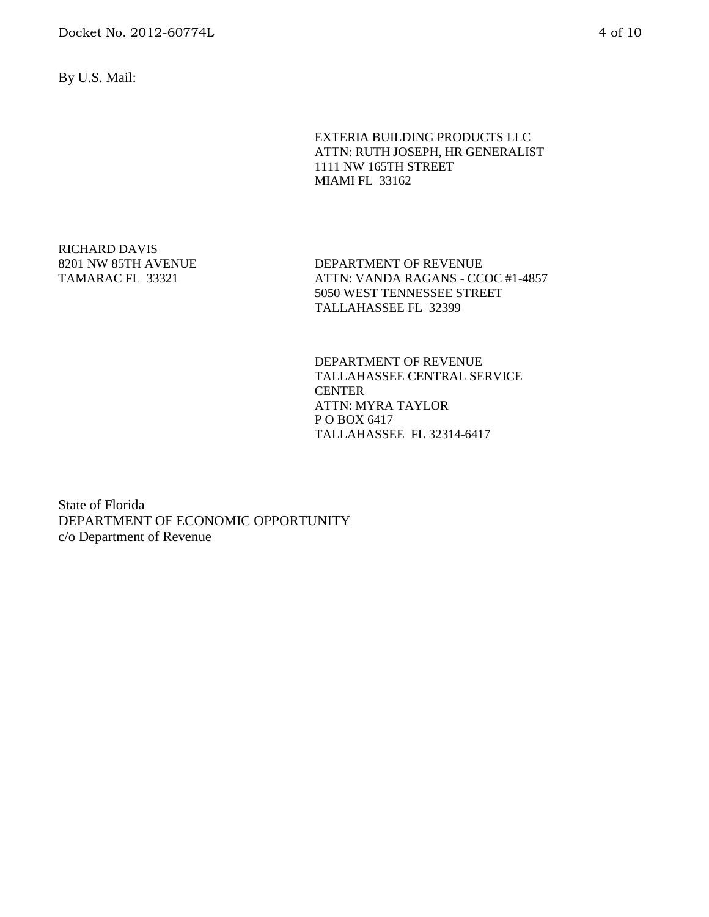By U.S. Mail:

EXTERIA BUILDING PRODUCTS LLC  
ATTN: RUTH JOSEPH, HR GENERALIST  
1111 NW 165TH STREET  
MIAMI FL 33162

RICHARD DAVIS  
8201 NW 85TH AVENUE  
TAMARAC FL 33321

DEPARTMENT OF REVENUE  
ATTN: VANDA RAGANS - CCOC #1-4857  
5050 WEST TENNESSEE STREET  
TALLAHASSEE FL 32399

DEPARTMENT OF REVENUE  
TALLAHASSEE CENTRAL SERVICE CENTER  
ATTN: MYRA TAYLOR  
P O BOX 6417  
TALLAHASSEE FL 32314-6417

State of Florida  
DEPARTMENT OF ECONOMIC OPPORTUNITY  
c/o Department of Revenue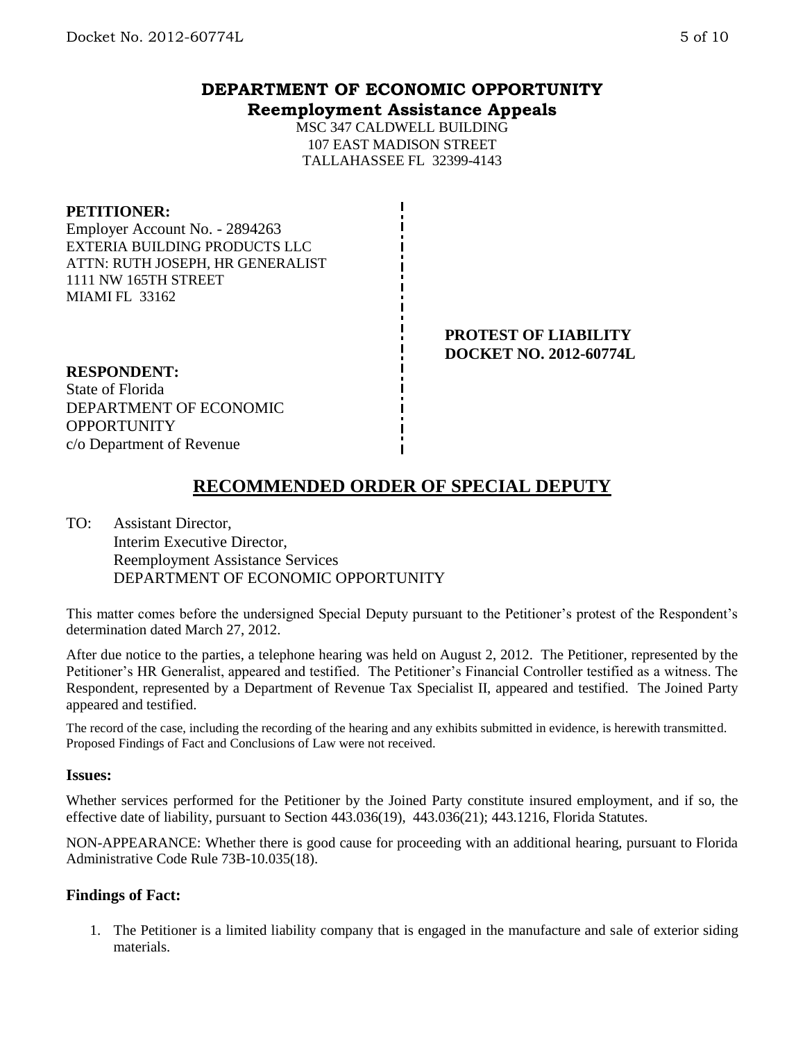## DEPARTMENT OF ECONOMIC OPPORTUNITY
### Reemployment Assistance Appeals

MSC 347 CALDWELL BUILDING
107 EAST MADISON STREET
TALLAHASSEE FL 32399-4143

**PETITIONER:**
Employer Account No. - 2894263
EXTERIA BUILDING PRODUCTS LLC
ATTN: RUTH JOSEPH, HR GENERALIST
1111 NW 165TH STREET
MIAMI FL 33162

**PROTEST OF LIABILITY**
**DOCKET NO. 2012-60774L**

**RESPONDENT:**
State of Florida
DEPARTMENT OF ECONOMIC OPPORTUNITY
c/o Department of Revenue

## RECOMMENDED ORDER OF SPECIAL DEPUTY

TO: Assistant Director,
Interim Executive Director,
Reemployment Assistance Services
DEPARTMENT OF ECONOMIC OPPORTUNITY

This matter comes before the undersigned Special Deputy pursuant to the Petitioner's protest of the Respondent's determination dated March 27, 2012.

After due notice to the parties, a telephone hearing was held on August 2, 2012. The Petitioner, represented by the Petitioner's HR Generalist, appeared and testified. The Petitioner's Financial Controller testified as a witness. The Respondent, represented by a Department of Revenue Tax Specialist II, appeared and testified. The Joined Party appeared and testified.

The record of the case, including the recording of the hearing and any exhibits submitted in evidence, is herewith transmitted. Proposed Findings of Fact and Conclusions of Law were not received.

### Issues:

Whether services performed for the Petitioner by the Joined Party constitute insured employment, and if so, the effective date of liability, pursuant to Section 443.036(19), 443.036(21); 443.1216, Florida Statutes.

NON-APPEARANCE: Whether there is good cause for proceeding with an additional hearing, pursuant to Florida Administrative Code Rule 73B-10.035(18).

### Findings of Fact:

1. The Petitioner is a limited liability company that is engaged in the manufacture and sale of exterior siding materials.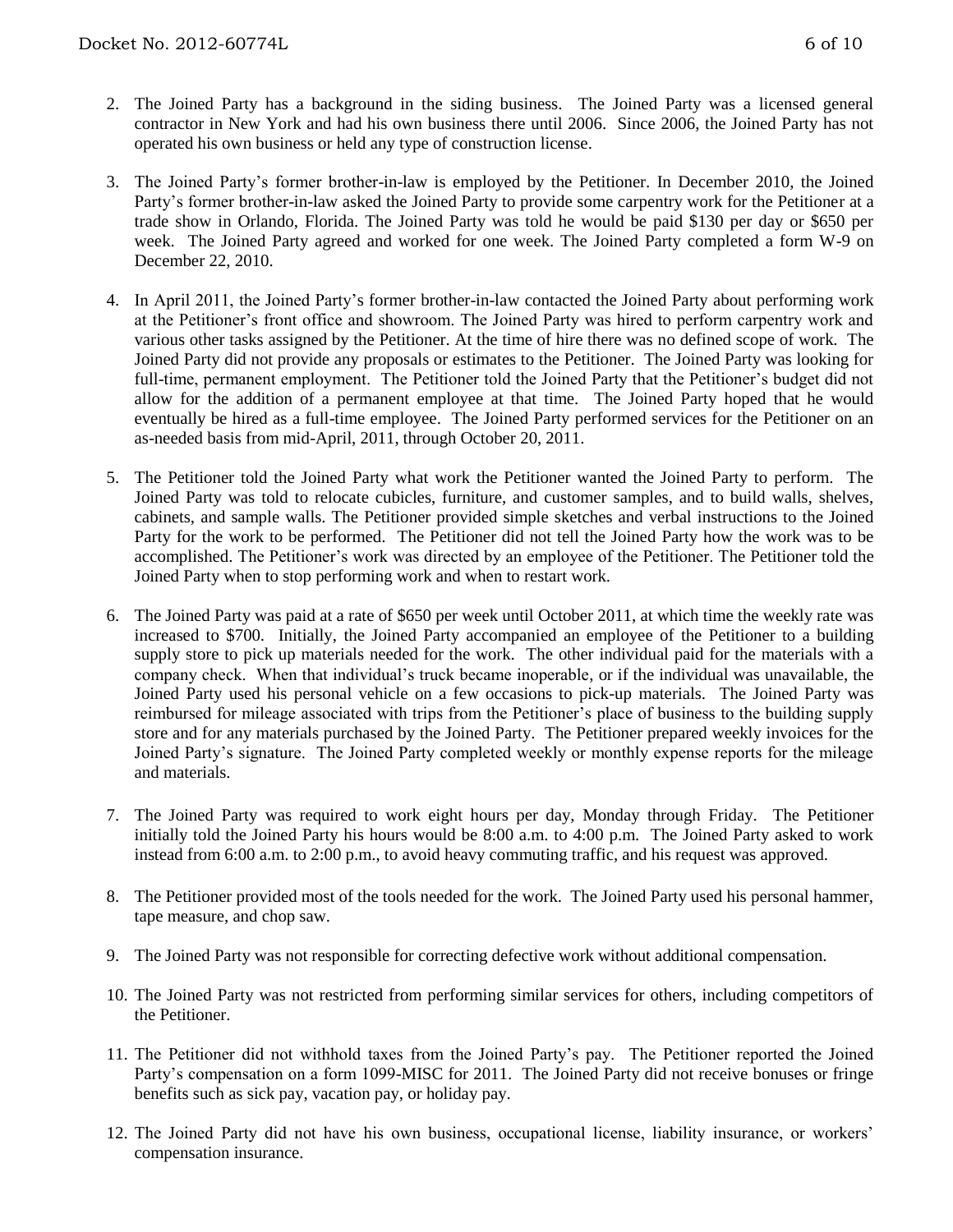2. The Joined Party has a background in the siding business. The Joined Party was a licensed general contractor in New York and had his own business there until 2006. Since 2006, the Joined Party has not operated his own business or held any type of construction license.

3. The Joined Party's former brother-in-law is employed by the Petitioner. In December 2010, the Joined Party's former brother-in-law asked the Joined Party to provide some carpentry work for the Petitioner at a trade show in Orlando, Florida. The Joined Party was told he would be paid $130 per day or $650 per week. The Joined Party agreed and worked for one week. The Joined Party completed a form W-9 on December 22, 2010.

4. In April 2011, the Joined Party's former brother-in-law contacted the Joined Party about performing work at the Petitioner's front office and showroom. The Joined Party was hired to perform carpentry work and various other tasks assigned by the Petitioner. At the time of hire there was no defined scope of work. The Joined Party did not provide any proposals or estimates to the Petitioner. The Joined Party was looking for full-time, permanent employment. The Petitioner told the Joined Party that the Petitioner's budget did not allow for the addition of a permanent employee at that time. The Joined Party hoped that he would eventually be hired as a full-time employee. The Joined Party performed services for the Petitioner on an as-needed basis from mid-April, 2011, through October 20, 2011.

5. The Petitioner told the Joined Party what work the Petitioner wanted the Joined Party to perform. The Joined Party was told to relocate cubicles, furniture, and customer samples, and to build walls, shelves, cabinets, and sample walls. The Petitioner provided simple sketches and verbal instructions to the Joined Party for the work to be performed. The Petitioner did not tell the Joined Party how the work was to be accomplished. The Petitioner's work was directed by an employee of the Petitioner. The Petitioner told the Joined Party when to stop performing work and when to restart work.

6. The Joined Party was paid at a rate of $650 per week until October 2011, at which time the weekly rate was increased to $700. Initially, the Joined Party accompanied an employee of the Petitioner to a building supply store to pick up materials needed for the work. The other individual paid for the materials with a company check. When that individual's truck became inoperable, or if the individual was unavailable, the Joined Party used his personal vehicle on a few occasions to pick-up materials. The Joined Party was reimbursed for mileage associated with trips from the Petitioner's place of business to the building supply store and for any materials purchased by the Joined Party. The Petitioner prepared weekly invoices for the Joined Party's signature. The Joined Party completed weekly or monthly expense reports for the mileage and materials.

7. The Joined Party was required to work eight hours per day, Monday through Friday. The Petitioner initially told the Joined Party his hours would be 8:00 a.m. to 4:00 p.m. The Joined Party asked to work instead from 6:00 a.m. to 2:00 p.m., to avoid heavy commuting traffic, and his request was approved.

8. The Petitioner provided most of the tools needed for the work. The Joined Party used his personal hammer, tape measure, and chop saw.

9. The Joined Party was not responsible for correcting defective work without additional compensation.

10. The Joined Party was not restricted from performing similar services for others, including competitors of the Petitioner.

11. The Petitioner did not withhold taxes from the Joined Party's pay. The Petitioner reported the Joined Party's compensation on a form 1099-MISC for 2011. The Joined Party did not receive bonuses or fringe benefits such as sick pay, vacation pay, or holiday pay.

12. The Joined Party did not have his own business, occupational license, liability insurance, or workers' compensation insurance.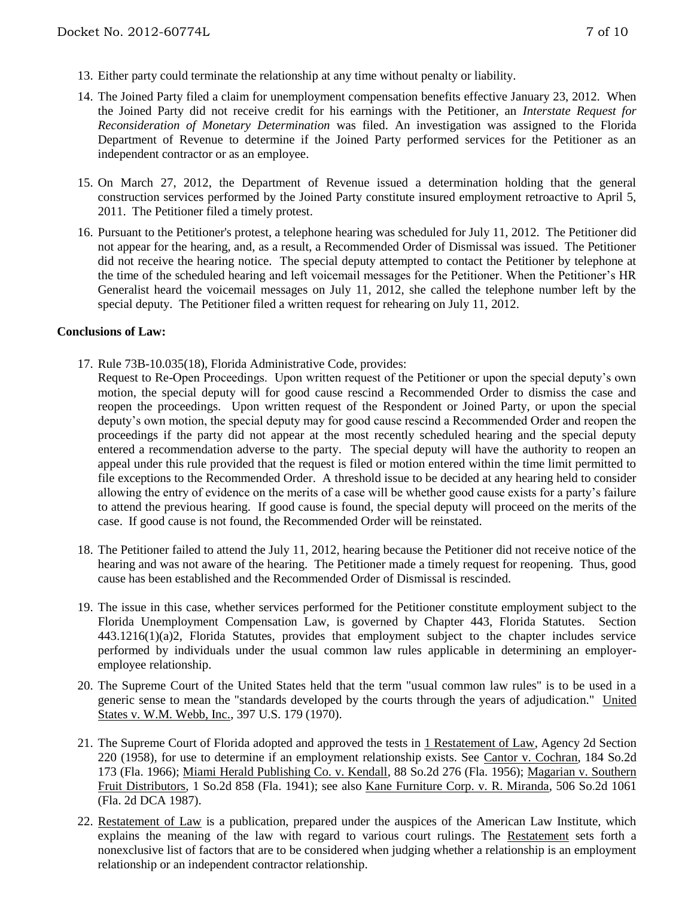13. Either party could terminate the relationship at any time without penalty or liability.

14. The Joined Party filed a claim for unemployment compensation benefits effective January 23, 2012. When the Joined Party did not receive credit for his earnings with the Petitioner, an *Interstate Request for Reconsideration of Monetary Determination* was filed. An investigation was assigned to the Florida Department of Revenue to determine if the Joined Party performed services for the Petitioner as an independent contractor or as an employee.

15. On March 27, 2012, the Department of Revenue issued a determination holding that the general construction services performed by the Joined Party constitute insured employment retroactive to April 5, 2011. The Petitioner filed a timely protest.

16. Pursuant to the Petitioner's protest, a telephone hearing was scheduled for July 11, 2012. The Petitioner did not appear for the hearing, and, as a result, a Recommended Order of Dismissal was issued. The Petitioner did not receive the hearing notice. The special deputy attempted to contact the Petitioner by telephone at the time of the scheduled hearing and left voicemail messages for the Petitioner. When the Petitioner's HR Generalist heard the voicemail messages on July 11, 2012, she called the telephone number left by the special deputy. The Petitioner filed a written request for rehearing on July 11, 2012.

**Conclusions of Law:**

17. Rule 73B-10.035(18), Florida Administrative Code, provides:
    Request to Re-Open Proceedings. Upon written request of the Petitioner or upon the special deputy's own motion, the special deputy will for good cause rescind a Recommended Order to dismiss the case and reopen the proceedings. Upon written request of the Respondent or Joined Party, or upon the special deputy's own motion, the special deputy may for good cause rescind a Recommended Order and reopen the proceedings if the party did not appear at the most recently scheduled hearing and the special deputy entered a recommendation adverse to the party. The special deputy will have the authority to reopen an appeal under this rule provided that the request is filed or motion entered within the time limit permitted to file exceptions to the Recommended Order. A threshold issue to be decided at any hearing held to consider allowing the entry of evidence on the merits of a case will be whether good cause exists for a party's failure to attend the previous hearing. If good cause is found, the special deputy will proceed on the merits of the case. If good cause is not found, the Recommended Order will be reinstated.

18. The Petitioner failed to attend the July 11, 2012, hearing because the Petitioner did not receive notice of the hearing and was not aware of the hearing. The Petitioner made a timely request for reopening. Thus, good cause has been established and the Recommended Order of Dismissal is rescinded.

19. The issue in this case, whether services performed for the Petitioner constitute employment subject to the Florida Unemployment Compensation Law, is governed by Chapter 443, Florida Statutes. Section 443.1216(1)(a)2, Florida Statutes, provides that employment subject to the chapter includes service performed by individuals under the usual common law rules applicable in determining an employer-employee relationship.

20. The Supreme Court of the United States held that the term "usual common law rules" is to be used in a generic sense to mean the "standards developed by the courts through the years of adjudication." United States v. W.M. Webb, Inc., 397 U.S. 179 (1970).

21. The Supreme Court of Florida adopted and approved the tests in 1 Restatement of Law, Agency 2d Section 220 (1958), for use to determine if an employment relationship exists. See Cantor v. Cochran, 184 So.2d 173 (Fla. 1966); Miami Herald Publishing Co. v. Kendall, 88 So.2d 276 (Fla. 1956); Magarian v. Southern Fruit Distributors, 1 So.2d 858 (Fla. 1941); see also Kane Furniture Corp. v. R. Miranda, 506 So.2d 1061 (Fla. 2d DCA 1987).

22. Restatement of Law is a publication, prepared under the auspices of the American Law Institute, which explains the meaning of the law with regard to various court rulings. The Restatement sets forth a nonexclusive list of factors that are to be considered when judging whether a relationship is an employment relationship or an independent contractor relationship.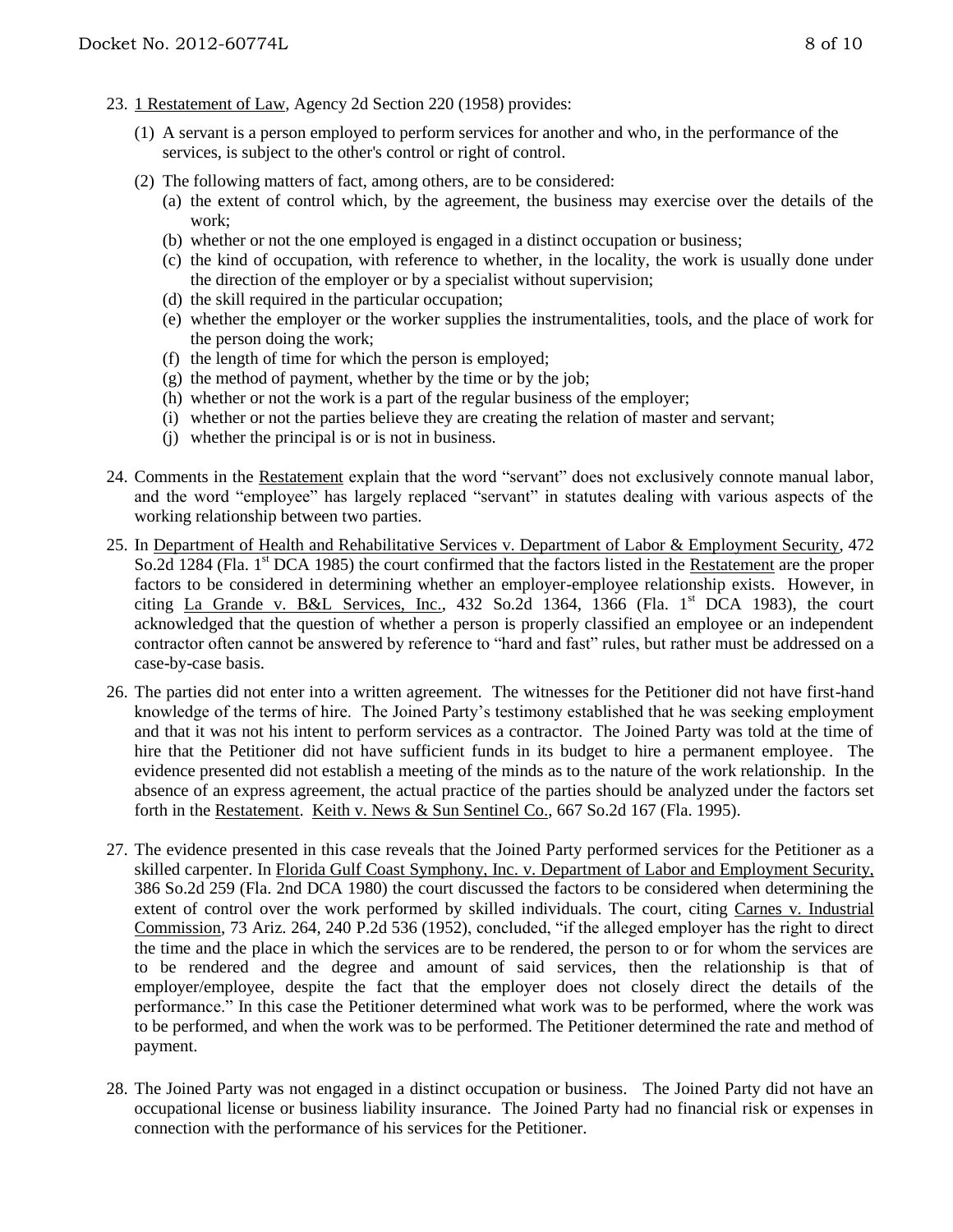23. 1 Restatement of Law, Agency 2d Section 220 (1958) provides:

    (1) A servant is a person employed to perform services for another and who, in the performance of the services, is subject to the other's control or right of control.

    (2) The following matters of fact, among others, are to be considered:
        (a) the extent of control which, by the agreement, the business may exercise over the details of the work;
        (b) whether or not the one employed is engaged in a distinct occupation or business;
        (c) the kind of occupation, with reference to whether, in the locality, the work is usually done under the direction of the employer or by a specialist without supervision;
        (d) the skill required in the particular occupation;
        (e) whether the employer or the worker supplies the instrumentalities, tools, and the place of work for the person doing the work;
        (f) the length of time for which the person is employed;
        (g) the method of payment, whether by the time or by the job;
        (h) whether or not the work is a part of the regular business of the employer;
        (i) whether or not the parties believe they are creating the relation of master and servant;
        (j) whether the principal is or is not in business.

24. Comments in the Restatement explain that the word "servant" does not exclusively connote manual labor, and the word "employee" has largely replaced "servant" in statutes dealing with various aspects of the working relationship between two parties.

25. In Department of Health and Rehabilitative Services v. Department of Labor & Employment Security, 472 So.2d 1284 (Fla. 1st DCA 1985) the court confirmed that the factors listed in the Restatement are the proper factors to be considered in determining whether an employer-employee relationship exists. However, in citing La Grande v. B&L Services, Inc., 432 So.2d 1364, 1366 (Fla. 1st DCA 1983), the court acknowledged that the question of whether a person is properly classified an employee or an independent contractor often cannot be answered by reference to "hard and fast" rules, but rather must be addressed on a case-by-case basis.

26. The parties did not enter into a written agreement. The witnesses for the Petitioner did not have first-hand knowledge of the terms of hire. The Joined Party's testimony established that he was seeking employment and that it was not his intent to perform services as a contractor. The Joined Party was told at the time of hire that the Petitioner did not have sufficient funds in its budget to hire a permanent employee. The evidence presented did not establish a meeting of the minds as to the nature of the work relationship. In the absence of an express agreement, the actual practice of the parties should be analyzed under the factors set forth in the Restatement. Keith v. News & Sun Sentinel Co., 667 So.2d 167 (Fla. 1995).

27. The evidence presented in this case reveals that the Joined Party performed services for the Petitioner as a skilled carpenter. In Florida Gulf Coast Symphony, Inc. v. Department of Labor and Employment Security, 386 So.2d 259 (Fla. 2nd DCA 1980) the court discussed the factors to be considered when determining the extent of control over the work performed by skilled individuals. The court, citing Carnes v. Industrial Commission, 73 Ariz. 264, 240 P.2d 536 (1952), concluded, "if the alleged employer has the right to direct the time and the place in which the services are to be rendered, the person to or for whom the services are to be rendered and the degree and amount of said services, then the relationship is that of employer/employee, despite the fact that the employer does not closely direct the details of the performance." In this case the Petitioner determined what work was to be performed, where the work was to be performed, and when the work was to be performed. The Petitioner determined the rate and method of payment.

28. The Joined Party was not engaged in a distinct occupation or business. The Joined Party did not have an occupational license or business liability insurance. The Joined Party had no financial risk or expenses in connection with the performance of his services for the Petitioner.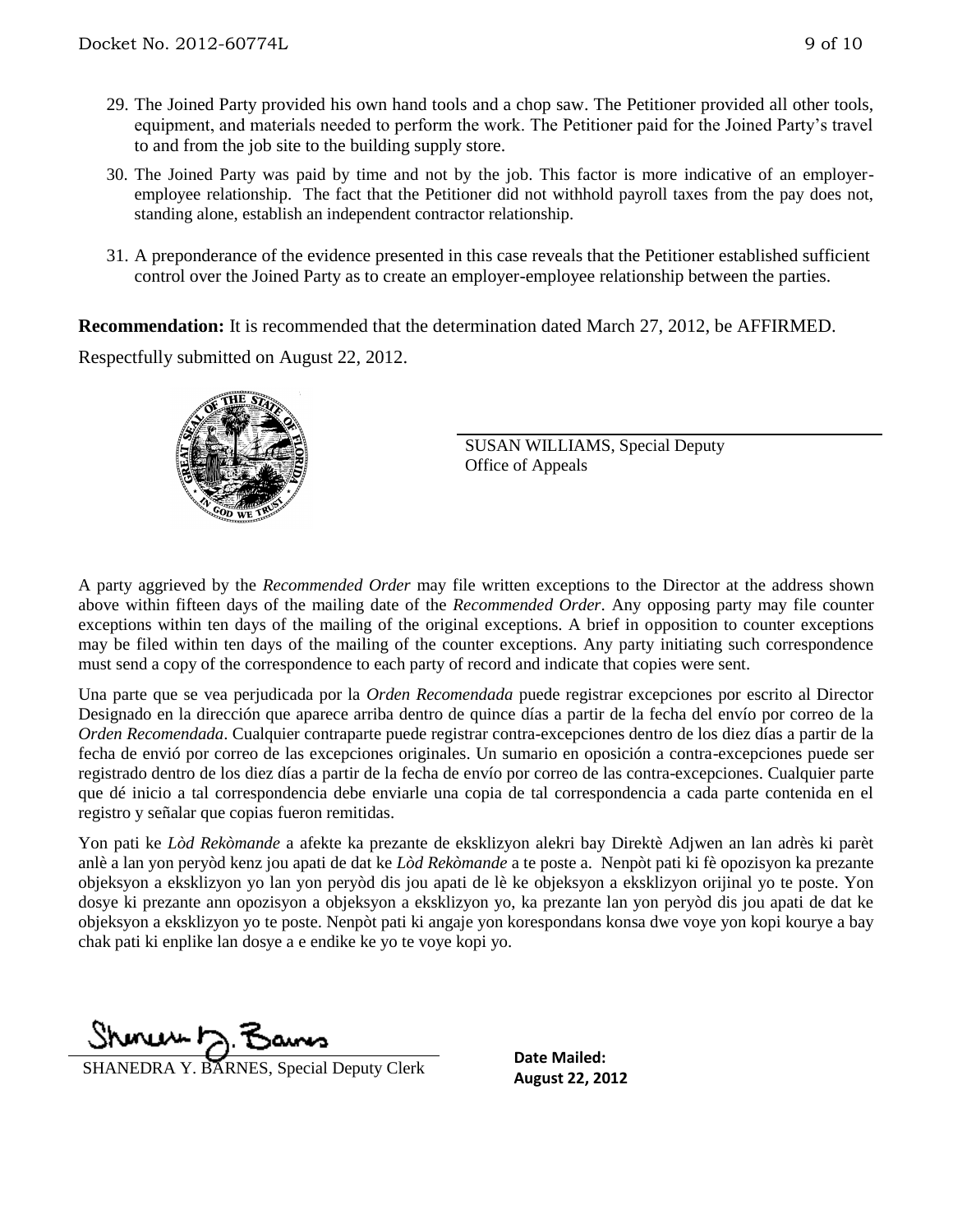29. The Joined Party provided his own hand tools and a chop saw. The Petitioner provided all other tools, equipment, and materials needed to perform the work. The Petitioner paid for the Joined Party's travel to and from the job site to the building supply store.

30. The Joined Party was paid by time and not by the job. This factor is more indicative of an employer-employee relationship. The fact that the Petitioner did not withhold payroll taxes from the pay does not, standing alone, establish an independent contractor relationship.

31. A preponderance of the evidence presented in this case reveals that the Petitioner established sufficient control over the Joined Party as to create an employer-employee relationship between the parties.

**Recommendation:** It is recommended that the determination dated March 27, 2012, be AFFIRMED.

Respectfully submitted on August 22, 2012.

SUSAN WILLIAMS, Special Deputy
Office of Appeals

A party aggrieved by the *Recommended Order* may file written exceptions to the Director at the address shown above within fifteen days of the mailing date of the *Recommended Order*. Any opposing party may file counter exceptions within ten days of the mailing of the original exceptions. A brief in opposition to counter exceptions may be filed within ten days of the mailing of the counter exceptions. Any party initiating such correspondence must send a copy of the correspondence to each party of record and indicate that copies were sent.

Una parte que se vea perjudicada por la *Orden Recomendada* puede registrar excepciones por escrito al Director Designado en la dirección que aparece arriba dentro de quince días a partir de la fecha del envío por correo de la *Orden Recomendada*. Cualquier contraparte puede registrar contra-excepciones dentro de los diez días a partir de la fecha de envió por correo de las excepciones originales. Un sumario en oposición a contra-excepciones puede ser registrado dentro de los diez días a partir de la fecha de envío por correo de las contra-excepciones. Cualquier parte que dé inicio a tal correspondencia debe enviarle una copia de tal correspondencia a cada parte contenida en el registro y señalar que copias fueron remitidas.

Yon pati ke *Lòd Rekòmande* a afekte ka prezante de eksklizyon alekri bay Direktè Adjwen an lan adrès ki parèt anlè a lan yon peryòd kenz jou apati de dat ke *Lòd Rekòmande* a te poste a. Nenpòt pati ki fè opozisyon ka prezante objeksyon a eksklizyon yo lan yon peryòd dis jou apati de lè ke objeksyon a eksklizyon orijinal yo te poste. Yon dosye ki prezante ann opozisyon a objeksyon a eksklizyon yo, ka prezante lan yon peryòd dis jou apati de dat ke objeksyon a eksklizyon yo te poste. Nenpòt pati ki angaje yon korespondans konsa dwe voye yon kopi kourye a bay chak pati ki enplike lan dosye a e endike ke yo te voye kopi yo.

SHANEDRA Y. BARNES, Special Deputy Clerk

**Date Mailed:**
**August 22, 2012**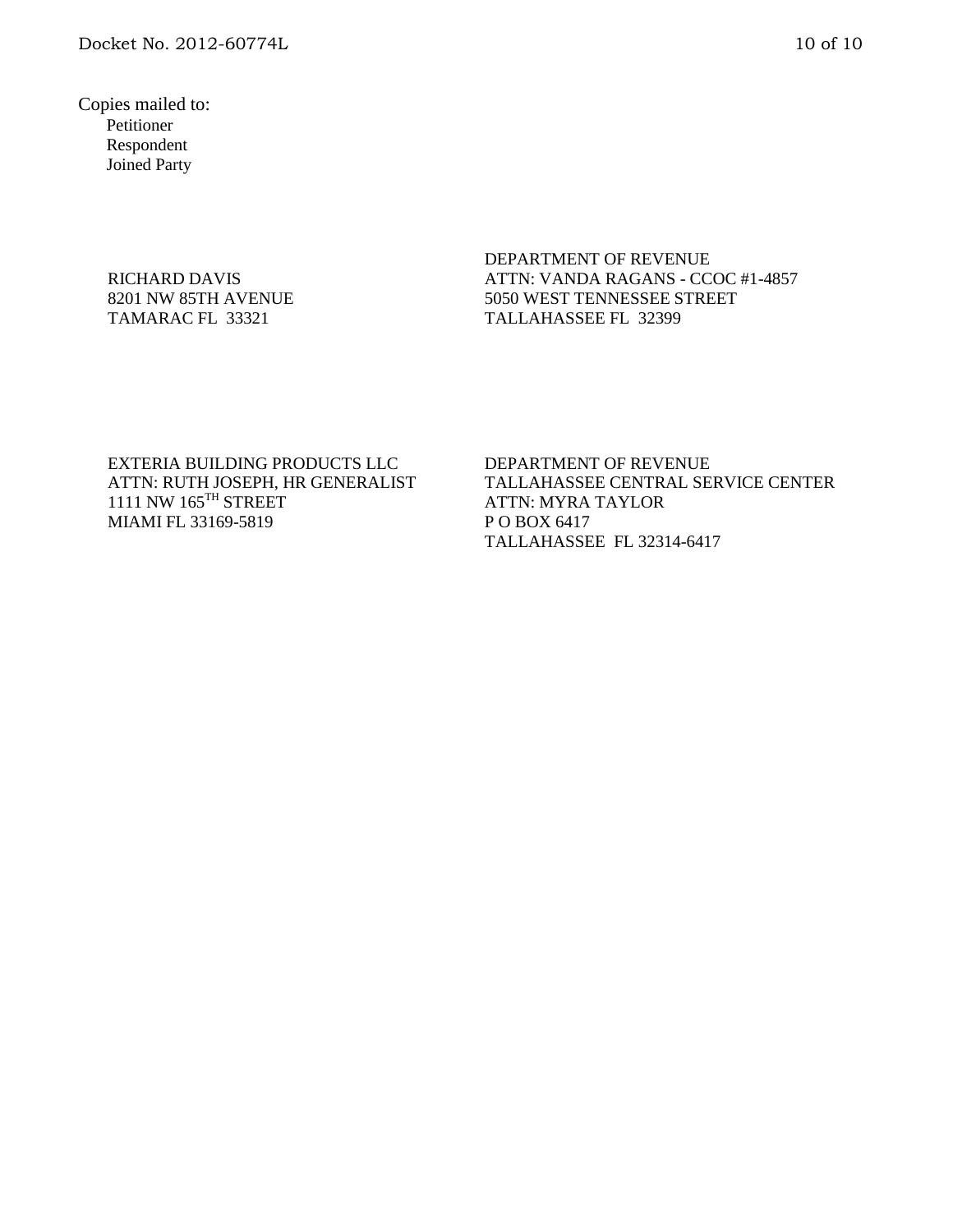Copies mailed to:

Petitioner
Respondent
Joined Party

RICHARD DAVIS
8201 NW 85TH AVENUE
TAMARAC FL 33321

DEPARTMENT OF REVENUE
ATTN: VANDA RAGANS - CCOC #1-4857
5050 WEST TENNESSEE STREET
TALLAHASSEE FL 32399

EXTERIA BUILDING PRODUCTS LLC
ATTN: RUTH JOSEPH, HR GENERALIST
1111 NW 165TH STREET
MIAMI FL 33169-5819

DEPARTMENT OF REVENUE
TALLAHASSEE CENTRAL SERVICE CENTER
ATTN: MYRA TAYLOR
P O BOX 6417
TALLAHASSEE FL 32314-6417